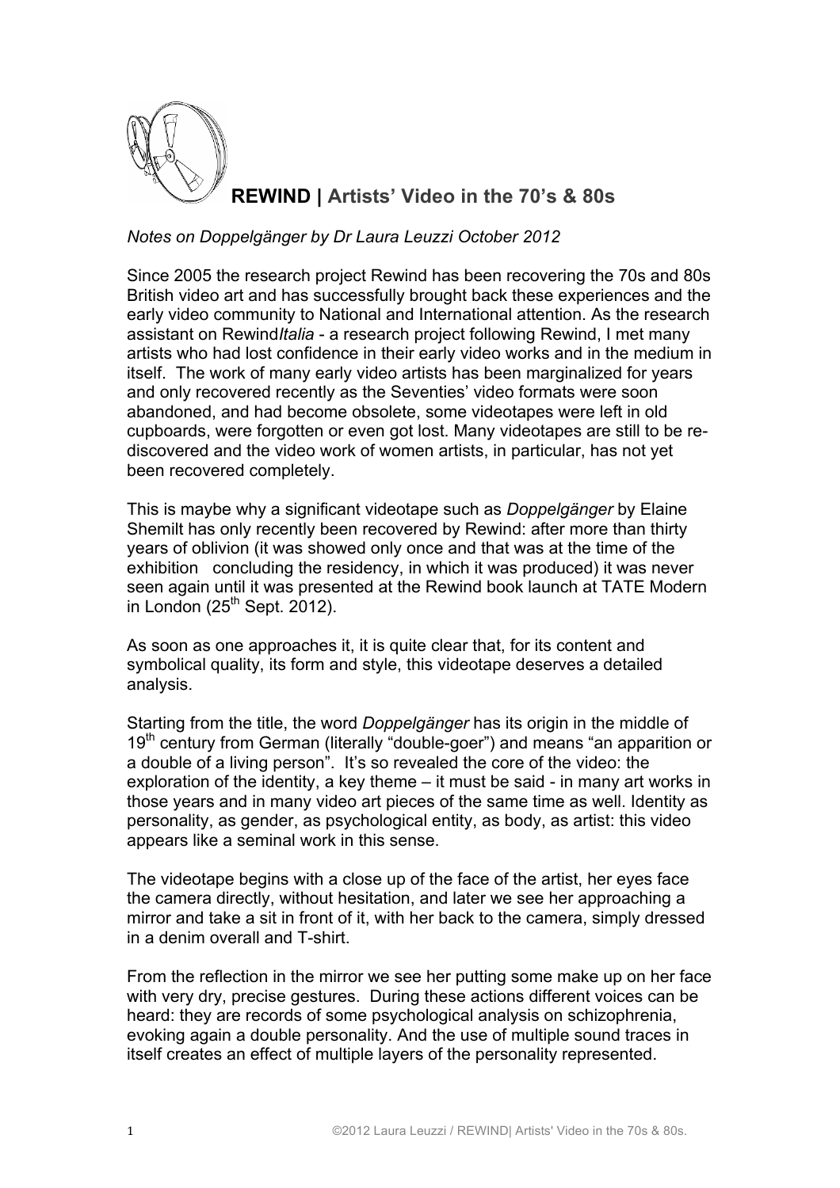# **REWIND |** Artists' Video in the 70's & 80s

*Notes on Doppelgänger by Dr Laura Leuzzi October 2012*

Since 2005 the research project Rewind has been recovering the 70s and 80s British video art and has successfully brought back these experiences and the early video community to National and International attention. As the research assistant on Rewind*Italia* - a research project following Rewind, I met many artists who had lost confidence in their early video works and in the medium in itself. The work of many early video artists has been marginalized for years and only recovered recently as the Seventies' video formats were soon abandoned, and had become obsolete, some videotapes were left in old cupboards, were forgotten or even got lost. Many videotapes are still to be re-discovered and the video work of women artists, in particular, has not yet been recovered completely.

This is maybe why a significant videotape such as *Doppelgänger* by Elaine Shemilt has only recently been recovered by Rewind: after more than thirty years of oblivion (it was showed only once and that was at the time of the exhibition concluding the residency, in which it was produced) it was never seen again until it was presented at the Rewind book launch at TATE Modern in London (25th Sept. 2012).

As soon as one approaches it, it is quite clear that, for its content and symbolical quality, its form and style, this videotape deserves a detailed analysis.

Starting from the title, the word *Doppelgänger* has its origin in the middle of 19th century from German (literally "double-goer") and means "an apparition or a double of a living person". It's so revealed the core of the video: the exploration of the identity, a key theme – it must be said - in many art works in those years and in many video art pieces of the same time as well. Identity as personality, as gender, as psychological entity, as body, as artist: this video appears like a seminal work in this sense.

The videotape begins with a close up of the face of the artist, her eyes face the camera directly, without hesitation, and later we see her approaching a mirror and take a sit in front of it, with her back to the camera, simply dressed in a denim overall and T-shirt.

From the reflection in the mirror we see her putting some make up on her face with very dry, precise gestures. During these actions different voices can be heard: they are records of some psychological analysis on schizophrenia, evoking again a double personality. And the use of multiple sound traces in itself creates an effect of multiple layers of the personality represented.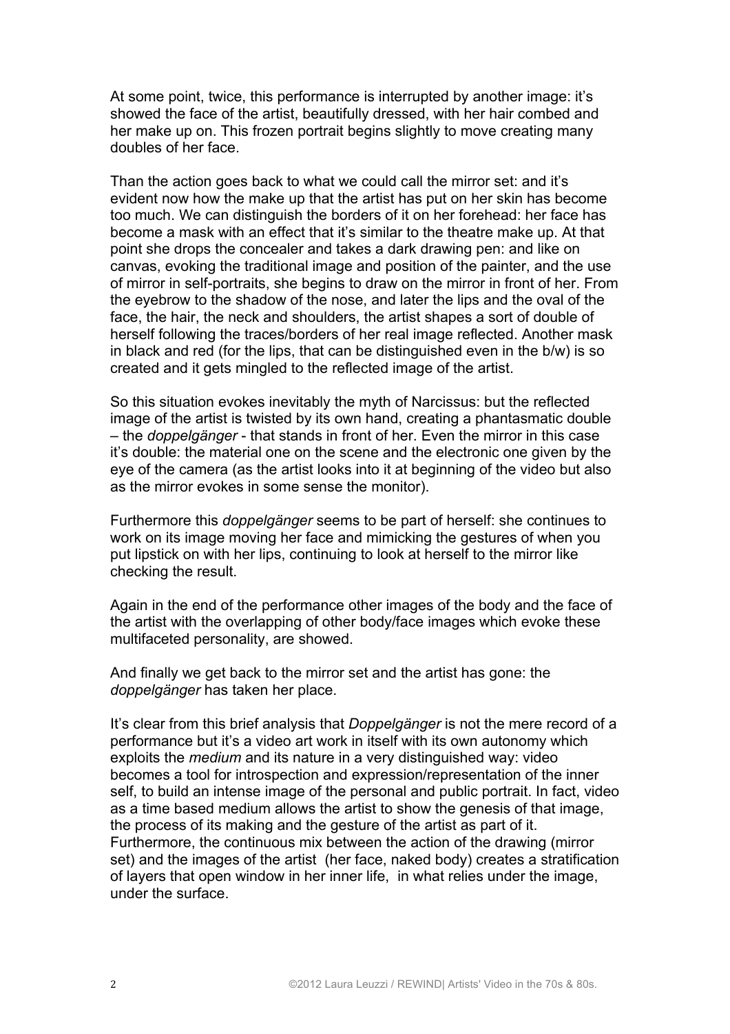At some point, twice, this performance is interrupted by another image: it's showed the face of the artist, beautifully dressed, with her hair combed and her make up on. This frozen portrait begins slightly to move creating many doubles of her face.

Than the action goes back to what we could call the mirror set: and it's evident now how the make up that the artist has put on her skin has become too much. We can distinguish the borders of it on her forehead: her face has become a mask with an effect that it's similar to the theatre make up. At that point she drops the concealer and takes a dark drawing pen: and like on canvas, evoking the traditional image and position of the painter, and the use of mirror in self-portraits, she begins to draw on the mirror in front of her. From the eyebrow to the shadow of the nose, and later the lips and the oval of the face, the hair, the neck and shoulders, the artist shapes a sort of double of herself following the traces/borders of her real image reflected. Another mask in black and red (for the lips, that can be distinguished even in the b/w) is so created and it gets mingled to the reflected image of the artist.

So this situation evokes inevitably the myth of Narcissus: but the reflected image of the artist is twisted by its own hand, creating a phantasmatic double – the *doppelgänger* - that stands in front of her. Even the mirror in this case it's double: the material one on the scene and the electronic one given by the eye of the camera (as the artist looks into it at beginning of the video but also as the mirror evokes in some sense the monitor).

Furthermore this *doppelgänger* seems to be part of herself: she continues to work on its image moving her face and mimicking the gestures of when you put lipstick on with her lips, continuing to look at herself to the mirror like checking the result.

Again in the end of the performance other images of the body and the face of the artist with the overlapping of other body/face images which evoke these multifaceted personality, are showed.

And finally we get back to the mirror set and the artist has gone: the *doppelgänger* has taken her place.

It's clear from this brief analysis that *Doppelgänger* is not the mere record of a performance but it's a video art work in itself with its own autonomy which exploits the *medium* and its nature in a very distinguished way: video becomes a tool for introspection and expression/representation of the inner self, to build an intense image of the personal and public portrait. In fact, video as a time based medium allows the artist to show the genesis of that image, the process of its making and the gesture of the artist as part of it. Furthermore, the continuous mix between the action of the drawing (mirror set) and the images of the artist (her face, naked body) creates a stratification of layers that open window in her inner life, in what relies under the image, under the surface.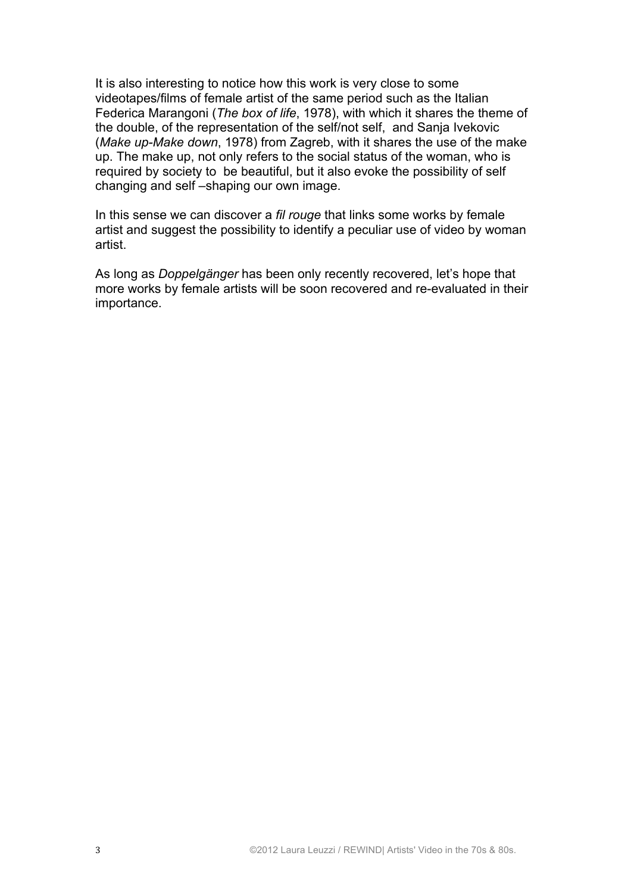It is also interesting to notice how this work is very close to some videotapes/films of female artist of the same period such as the Italian Federica Marangoni (*The box of life*, 1978), with which it shares the theme of the double, of the representation of the self/not self, and Sanja Ivekovic (*Make up-Make down*, 1978) from Zagreb, with it shares the use of the make up. The make up, not only refers to the social status of the woman, who is required by society to be beautiful, but it also evoke the possibility of self changing and self –shaping our own image.

In this sense we can discover a *fil rouge* that links some works by female artist and suggest the possibility to identify a peculiar use of video by woman artist.

As long as *Doppelgänger* has been only recently recovered, let's hope that more works by female artists will be soon recovered and re-evaluated in their importance.